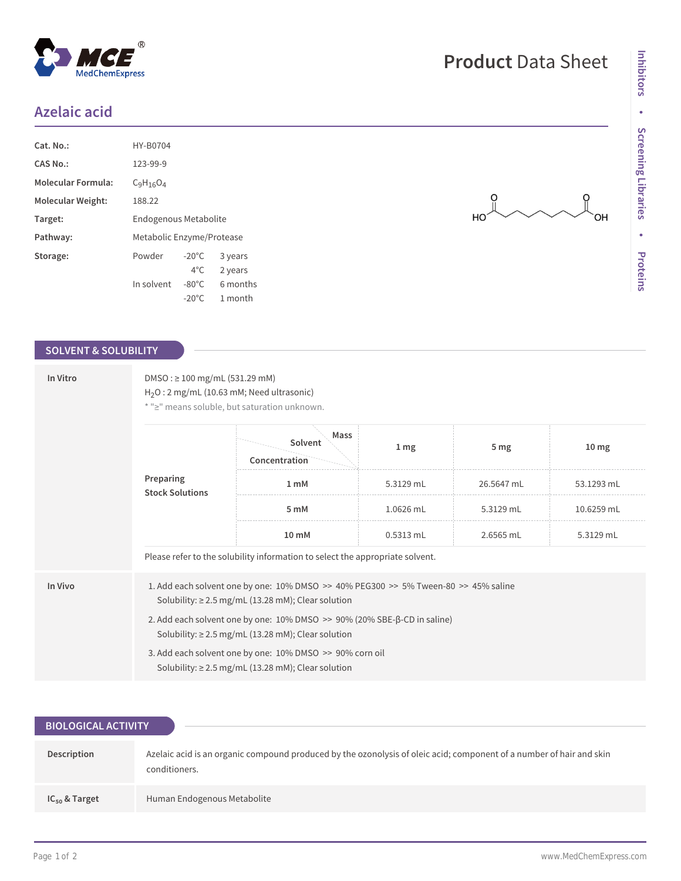# Product Data Sheet

## Azelaic acid

| | |
|---|---|
| **Cat. No.:** | HY-B0704 |
| **CAS No.:** | 123-99-9 |
| **Molecular Formula:** | $C_9H_{16}O_4$ |
| **Molecular Weight:** | 188.22 |
| **Target:** | Endogenous Metabolite |
| **Pathway:** | Metabolic Enzyme/Protease |
| **Storage:** | Powder -20°C 3 years; 4°C 2 years<br>In solvent -80°C 6 months; -20°C 1 month |

## SOLVENT & SOLUBILITY

**In Vitro**

DMSO : ≥ 100 mg/mL (531.29 mM)
$H_2O$ : 2 mg/mL (10.63 mM; Need ultrasonic)
* "≥" means soluble, but saturation unknown.

**Preparing Stock Solutions**

| Concentration \ Solvent Mass | 1 mg | 5 mg | 10 mg |
|---|---|---|---|
| 1 mM | 5.3129 mL | 26.5647 mL | 53.1293 mL |
| 5 mM | 1.0626 mL | 5.3129 mL | 10.6259 mL |
| 10 mM | 0.5313 mL | 2.6565 mL | 5.3129 mL |

Please refer to the solubility information to select the appropriate solvent.

**In Vivo**

1. Add each solvent one by one: 10% DMSO >> 40% PEG300 >> 5% Tween-80 >> 45% saline
   Solubility: ≥ 2.5 mg/mL (13.28 mM); Clear solution
2. Add each solvent one by one: 10% DMSO >> 90% (20% SBE-β-CD in saline)
   Solubility: ≥ 2.5 mg/mL (13.28 mM); Clear solution
3. Add each solvent one by one: 10% DMSO >> 90% corn oil
   Solubility: ≥ 2.5 mg/mL (13.28 mM); Clear solution

## BIOLOGICAL ACTIVITY

**Description**

Azelaic acid is an organic compound produced by the ozonolysis of oleic acid; component of a number of hair and skin conditioners.

**$IC_{50}$ & Target**

Human Endogenous Metabolite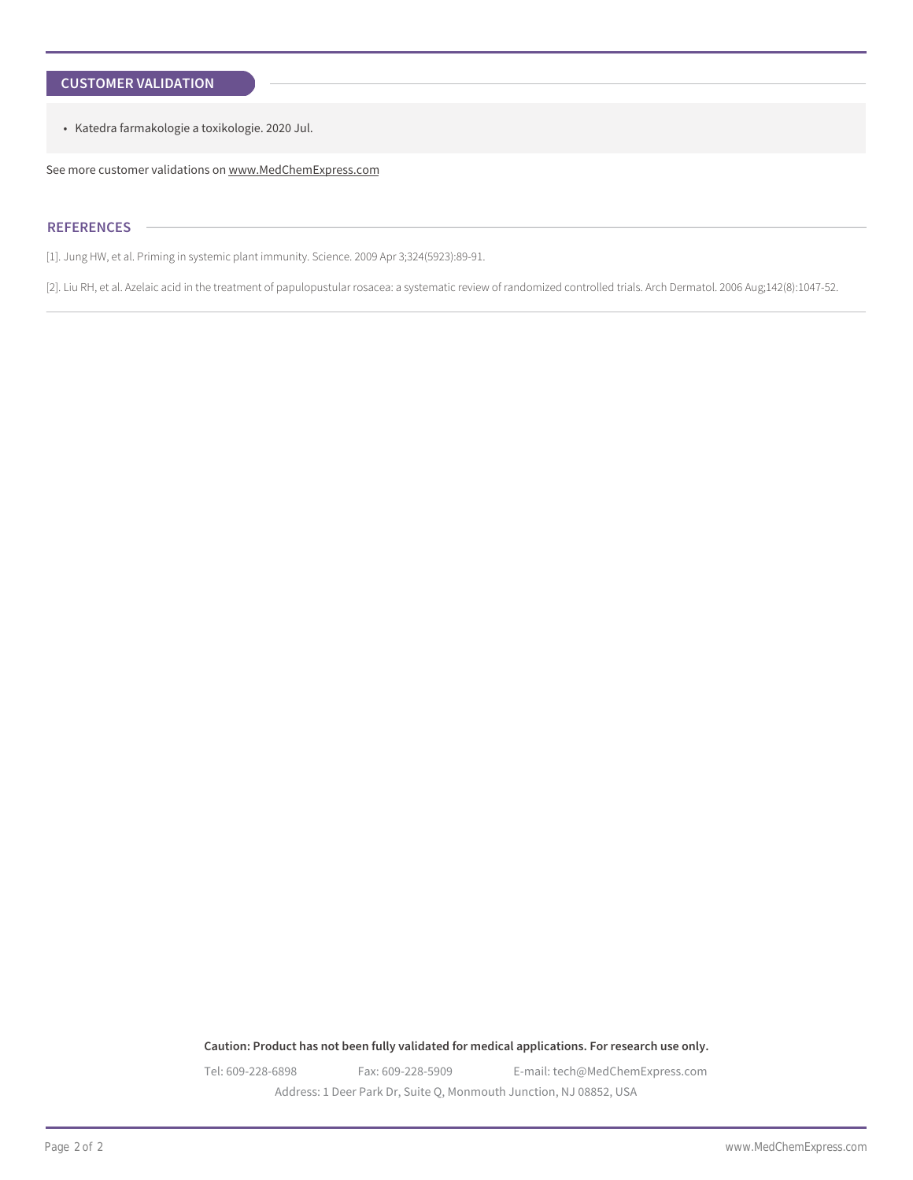## CUSTOMER VALIDATION

- Katedra farmakologie a toxikologie. 2020 Jul.

See more customer validations on www.MedChemExpress.com

## REFERENCES

[1]. Jung HW, et al. Priming in systemic plant immunity. Science. 2009 Apr 3;324(5923):89-91.

[2]. Liu RH, et al. Azelaic acid in the treatment of papulopustular rosacea: a systematic review of randomized controlled trials. Arch Dermatol. 2006 Aug;142(8):1047-52.

**Caution: Product has not been fully validated for medical applications. For research use only.**

Tel: 609-228-6898　　Fax: 609-228-5909　　E-mail: tech@MedChemExpress.com

Address: 1 Deer Park Dr, Suite Q, Monmouth Junction, NJ 08852, USA